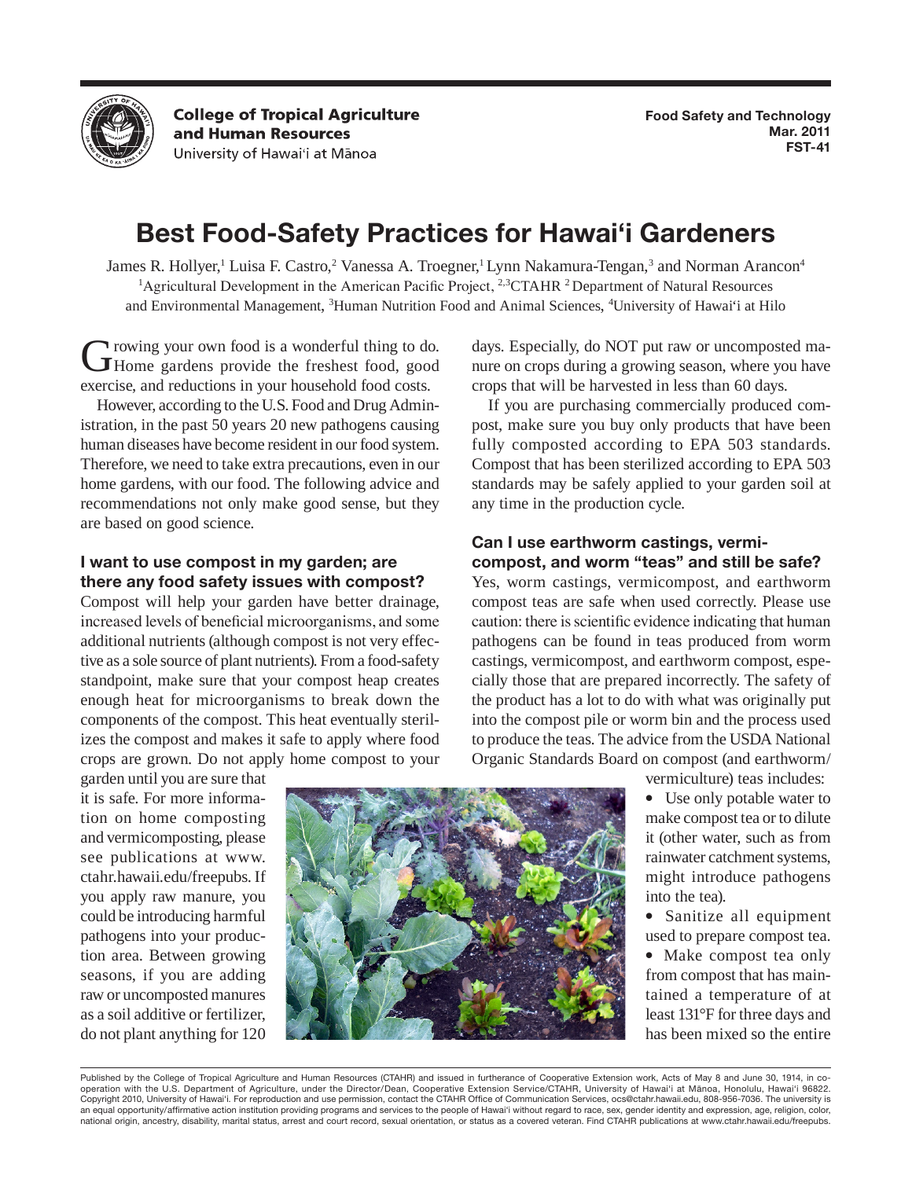College of Tropical Agriculture and Human Resources
University of Hawai'i at Mānoa

Food Safety and Technology
Mar. 2011
FST-41

# Best Food-Safety Practices for Hawai'i Gardeners

James R. Hollyer,[1] Luisa F. Castro,[2] Vanessa A. Troegner,[1] Lynn Nakamura-Tengan,[3] and Norman Arancon[4]
[1]Agricultural Development in the American Pacific Project, [2,3]CTAHR [2]Department of Natural Resources and Environmental Management, [3]Human Nutrition Food and Animal Sciences, [4]University of Hawai'i at Hilo

Growing your own food is a wonderful thing to do. Home gardens provide the freshest food, good exercise, and reductions in your household food costs.

However, according to the U.S. Food and Drug Administration, in the past 50 years 20 new pathogens causing human diseases have become resident in our food system. Therefore, we need to take extra precautions, even in our home gardens, with our food. The following advice and recommendations not only make good sense, but they are based on good science.

### I want to use compost in my garden; are there any food safety issues with compost?

Compost will help your garden have better drainage, increased levels of beneficial microorganisms, and some additional nutrients (although compost is not very effective as a sole source of plant nutrients). From a food-safety standpoint, make sure that your compost heap creates enough heat for microorganisms to break down the components of the compost. This heat eventually sterilizes the compost and makes it safe to apply where food crops are grown. Do not apply home compost to your garden until you are sure that it is safe. For more information on home composting and vermicomposting, please see publications at www.ctahr.hawaii.edu/freepubs. If you apply raw manure, you could be introducing harmful pathogens into your production area. Between growing seasons, if you are adding raw or uncomposted manures as a soil additive or fertilizer, do not plant anything for 120 days. Especially, do NOT put raw or uncomposted manure on crops during a growing season, where you have crops that will be harvested in less than 60 days.

If you are purchasing commercially produced compost, make sure you buy only products that have been fully composted according to EPA 503 standards. Compost that has been sterilized according to EPA 503 standards may be safely applied to your garden soil at any time in the production cycle.

### Can I use earthworm castings, vermicompost, and worm "teas" and still be safe?

Yes, worm castings, vermicompost, and earthworm compost teas are safe when used correctly. Please use caution: there is scientific evidence indicating that human pathogens can be found in teas produced from worm castings, vermicompost, and earthworm compost, especially those that are prepared incorrectly. The safety of the product has a lot to do with what was originally put into the compost pile or worm bin and the process used to produce the teas. The advice from the USDA National Organic Standards Board on compost (and earthworm/vermiculture) teas includes:

- Use only potable water to make compost tea or to dilute it (other water, such as from rainwater catchment systems, might introduce pathogens into the tea).
- Sanitize all equipment used to prepare compost tea.
- Make compost tea only from compost that has maintained a temperature of at least 131°F for three days and has been mixed so the entire

Published by the College of Tropical Agriculture and Human Resources (CTAHR) and issued in furtherance of Cooperative Extension work, Acts of May 8 and June 30, 1914, in cooperation with the U.S. Department of Agriculture, under the Director/Dean, Cooperative Extension Service/CTAHR, University of Hawai'i at Mānoa, Honolulu, Hawai'i 96822. Copyright 2010, University of Hawai'i. For reproduction and use permission, contact the CTAHR Office of Communication Services, ocs@ctahr.hawaii.edu, 808-956-7036. The university is an equal opportunity/affirmative action institution providing programs and services to the people of Hawai'i without regard to race, sex, gender identity and expression, age, religion, color, national origin, ancestry, disability, marital status, arrest and court record, sexual orientation, or status as a covered veteran. Find CTAHR publications at www.ctahr.hawaii.edu/freepubs.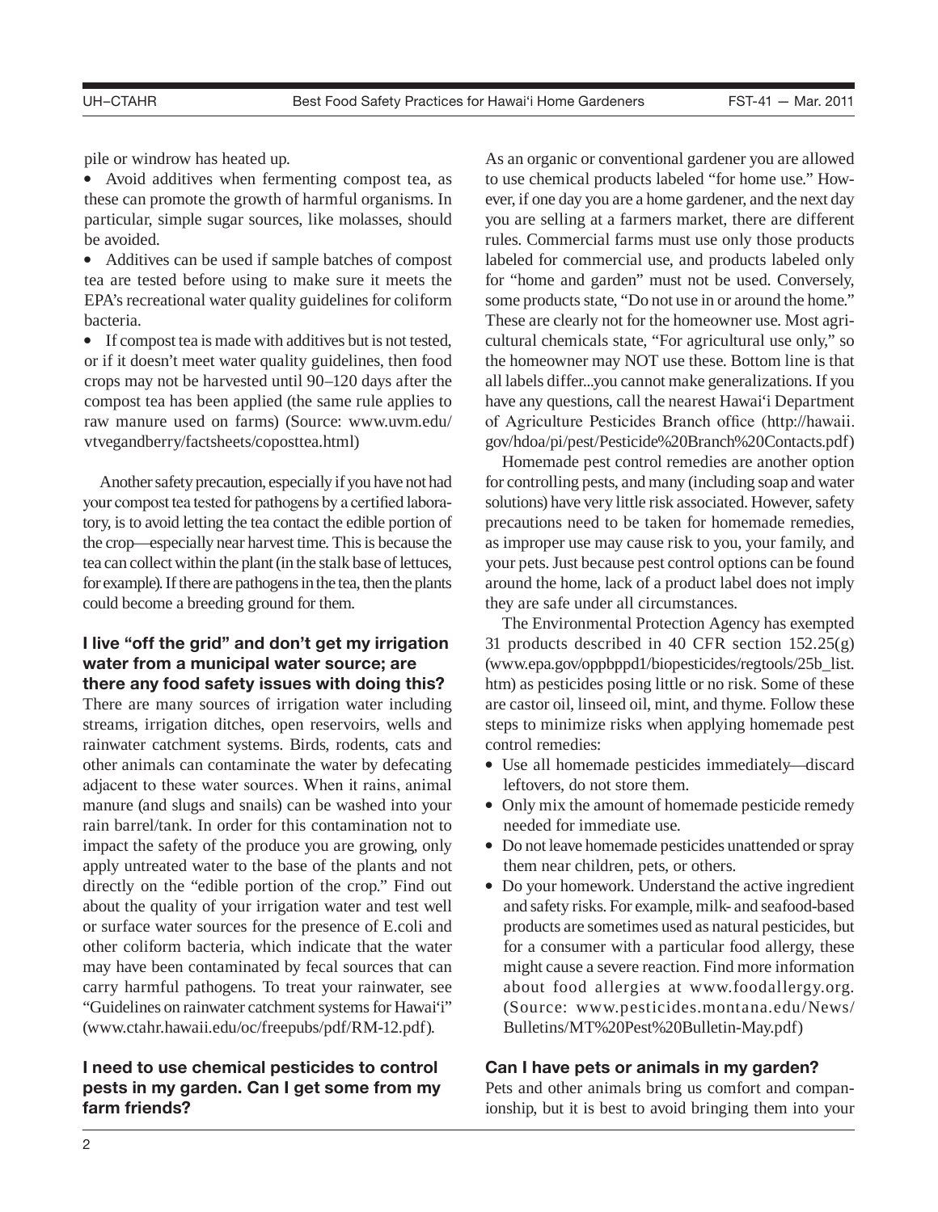pile or windrow has heated up.

- Avoid additives when fermenting compost tea, as these can promote the growth of harmful organisms. In particular, simple sugar sources, like molasses, should be avoided.
- Additives can be used if sample batches of compost tea are tested before using to make sure it meets the EPA's recreational water quality guidelines for coliform bacteria.
- If compost tea is made with additives but is not tested, or if it doesn't meet water quality guidelines, then food crops may not be harvested until 90–120 days after the compost tea has been applied (the same rule applies to raw manure used on farms) (Source: www.uvm.edu/vtvegandberry/factsheets/coposttea.html)

Another safety precaution, especially if you have not had your compost tea tested for pathogens by a certified laboratory, is to avoid letting the tea contact the edible portion of the crop—especially near harvest time. This is because the tea can collect within the plant (in the stalk base of lettuces, for example). If there are pathogens in the tea, then the plants could become a breeding ground for them.

### I live "off the grid" and don't get my irrigation water from a municipal water source; are there any food safety issues with doing this?

There are many sources of irrigation water including streams, irrigation ditches, open reservoirs, wells and rainwater catchment systems. Birds, rodents, cats and other animals can contaminate the water by defecating adjacent to these water sources. When it rains, animal manure (and slugs and snails) can be washed into your rain barrel/tank. In order for this contamination not to impact the safety of the produce you are growing, only apply untreated water to the base of the plants and not directly on the "edible portion of the crop." Find out about the quality of your irrigation water and test well or surface water sources for the presence of E.coli and other coliform bacteria, which indicate that the water may have been contaminated by fecal sources that can carry harmful pathogens. To treat your rainwater, see "Guidelines on rainwater catchment systems for Hawai'i" (www.ctahr.hawaii.edu/oc/freepubs/pdf/RM-12.pdf).

### I need to use chemical pesticides to control pests in my garden. Can I get some from my farm friends?

As an organic or conventional gardener you are allowed to use chemical products labeled "for home use." However, if one day you are a home gardener, and the next day you are selling at a farmers market, there are different rules. Commercial farms must use only those products labeled for commercial use, and products labeled only for "home and garden" must not be used. Conversely, some products state, "Do not use in or around the home." These are clearly not for the homeowner use. Most agricultural chemicals state, "For agricultural use only," so the homeowner may NOT use these. Bottom line is that all labels differ...you cannot make generalizations. If you have any questions, call the nearest Hawai'i Department of Agriculture Pesticides Branch office (http://hawaii.gov/hdoa/pi/pest/Pesticide%20Branch%20Contacts.pdf)

Homemade pest control remedies are another option for controlling pests, and many (including soap and water solutions) have very little risk associated. However, safety precautions need to be taken for homemade remedies, as improper use may cause risk to you, your family, and your pets. Just because pest control options can be found around the home, lack of a product label does not imply they are safe under all circumstances.

The Environmental Protection Agency has exempted 31 products described in 40 CFR section 152.25(g) (www.epa.gov/oppbppd1/biopesticides/regtools/25b_list.htm) as pesticides posing little or no risk. Some of these are castor oil, linseed oil, mint, and thyme. Follow these steps to minimize risks when applying homemade pest control remedies:

- Use all homemade pesticides immediately—discard leftovers, do not store them.
- Only mix the amount of homemade pesticide remedy needed for immediate use.
- Do not leave homemade pesticides unattended or spray them near children, pets, or others.
- Do your homework. Understand the active ingredient and safety risks. For example, milk- and seafood-based products are sometimes used as natural pesticides, but for a consumer with a particular food allergy, these might cause a severe reaction. Find more information about food allergies at www.foodallergy.org. (Source: www.pesticides.montana.edu/News/Bulletins/MT%20Pest%20Bulletin-May.pdf)

### Can I have pets or animals in my garden?

Pets and other animals bring us comfort and companionship, but it is best to avoid bringing them into your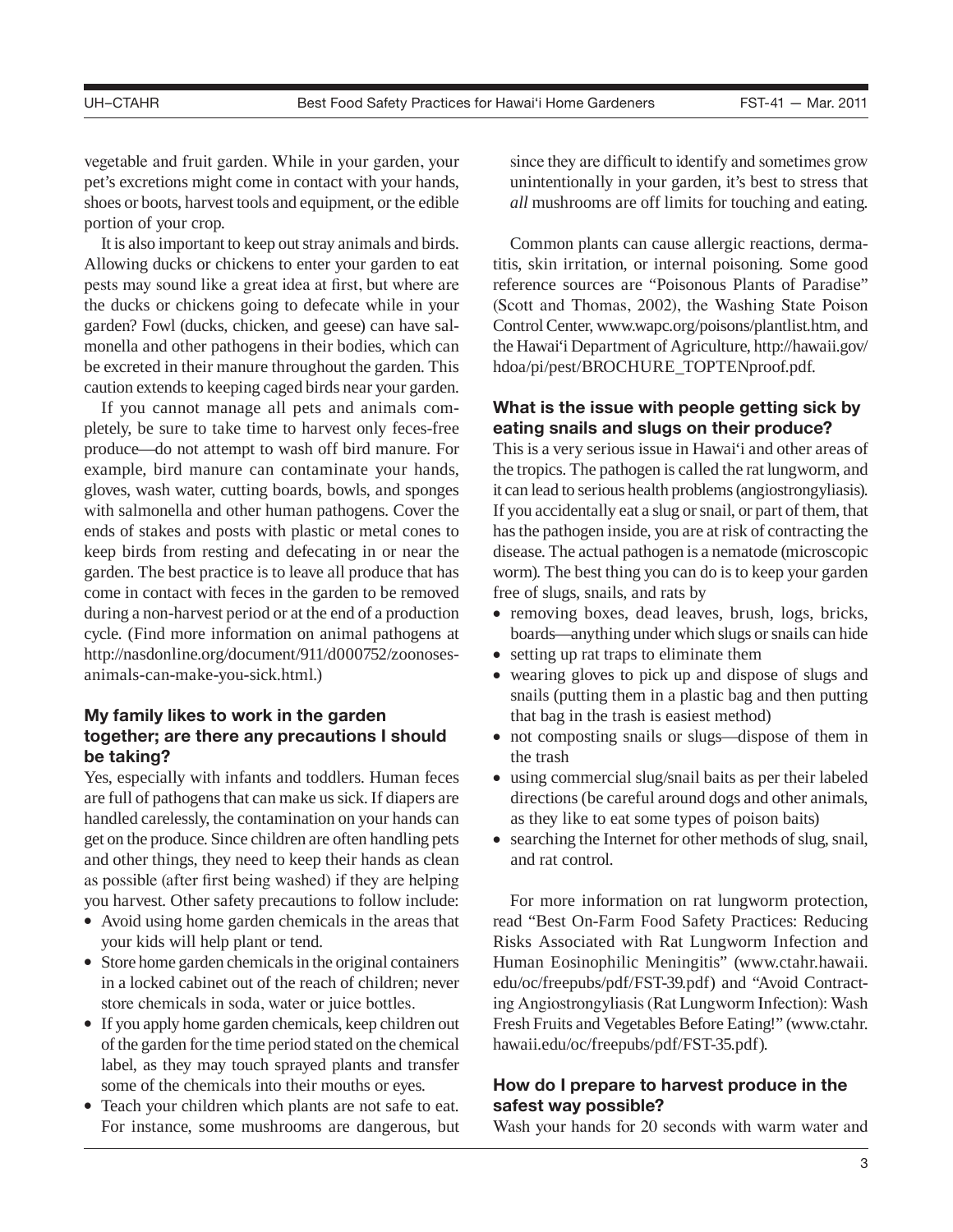vegetable and fruit garden. While in your garden, your pet's excretions might come in contact with your hands, shoes or boots, harvest tools and equipment, or the edible portion of your crop.

It is also important to keep out stray animals and birds. Allowing ducks or chickens to enter your garden to eat pests may sound like a great idea at first, but where are the ducks or chickens going to defecate while in your garden? Fowl (ducks, chicken, and geese) can have salmonella and other pathogens in their bodies, which can be excreted in their manure throughout the garden. This caution extends to keeping caged birds near your garden.

If you cannot manage all pets and animals completely, be sure to take time to harvest only feces-free produce—do not attempt to wash off bird manure. For example, bird manure can contaminate your hands, gloves, wash water, cutting boards, bowls, and sponges with salmonella and other human pathogens. Cover the ends of stakes and posts with plastic or metal cones to keep birds from resting and defecating in or near the garden. The best practice is to leave all produce that has come in contact with feces in the garden to be removed during a non-harvest period or at the end of a production cycle. (Find more information on animal pathogens at http://nasdonline.org/document/911/d000752/zoonoses-animals-can-make-you-sick.html.)

### My family likes to work in the garden together; are there any precautions I should be taking?

Yes, especially with infants and toddlers. Human feces are full of pathogens that can make us sick. If diapers are handled carelessly, the contamination on your hands can get on the produce. Since children are often handling pets and other things, they need to keep their hands as clean as possible (after first being washed) if they are helping you harvest. Other safety precautions to follow include:

- Avoid using home garden chemicals in the areas that your kids will help plant or tend.
- Store home garden chemicals in the original containers in a locked cabinet out of the reach of children; never store chemicals in soda, water or juice bottles.
- If you apply home garden chemicals, keep children out of the garden for the time period stated on the chemical label, as they may touch sprayed plants and transfer some of the chemicals into their mouths or eyes.
- Teach your children which plants are not safe to eat. For instance, some mushrooms are dangerous, but since they are difficult to identify and sometimes grow unintentionally in your garden, it's best to stress that *all* mushrooms are off limits for touching and eating.

Common plants can cause allergic reactions, dermatitis, skin irritation, or internal poisoning. Some good reference sources are "Poisonous Plants of Paradise" (Scott and Thomas, 2002), the Washing State Poison Control Center, www.wapc.org/poisons/plantlist.htm, and the Hawai'i Department of Agriculture, http://hawaii.gov/hdoa/pi/pest/BROCHURE_TOPTENproof.pdf.

### What is the issue with people getting sick by eating snails and slugs on their produce?

This is a very serious issue in Hawai'i and other areas of the tropics. The pathogen is called the rat lungworm, and it can lead to serious health problems (angiostrongyliasis). If you accidentally eat a slug or snail, or part of them, that has the pathogen inside, you are at risk of contracting the disease. The actual pathogen is a nematode (microscopic worm). The best thing you can do is to keep your garden free of slugs, snails, and rats by

- removing boxes, dead leaves, brush, logs, bricks, boards—anything under which slugs or snails can hide
- setting up rat traps to eliminate them
- wearing gloves to pick up and dispose of slugs and snails (putting them in a plastic bag and then putting that bag in the trash is easiest method)
- not composting snails or slugs—dispose of them in the trash
- using commercial slug/snail baits as per their labeled directions (be careful around dogs and other animals, as they like to eat some types of poison baits)
- searching the Internet for other methods of slug, snail, and rat control.

For more information on rat lungworm protection, read "Best On-Farm Food Safety Practices: Reducing Risks Associated with Rat Lungworm Infection and Human Eosinophilic Meningitis" (www.ctahr.hawaii.edu/oc/freepubs/pdf/FST-39.pdf) and "Avoid Contracting Angiostrongyliasis (Rat Lungworm Infection): Wash Fresh Fruits and Vegetables Before Eating!" (www.ctahr.hawaii.edu/oc/freepubs/pdf/FST-35.pdf).

### How do I prepare to harvest produce in the safest way possible?

Wash your hands for 20 seconds with warm water and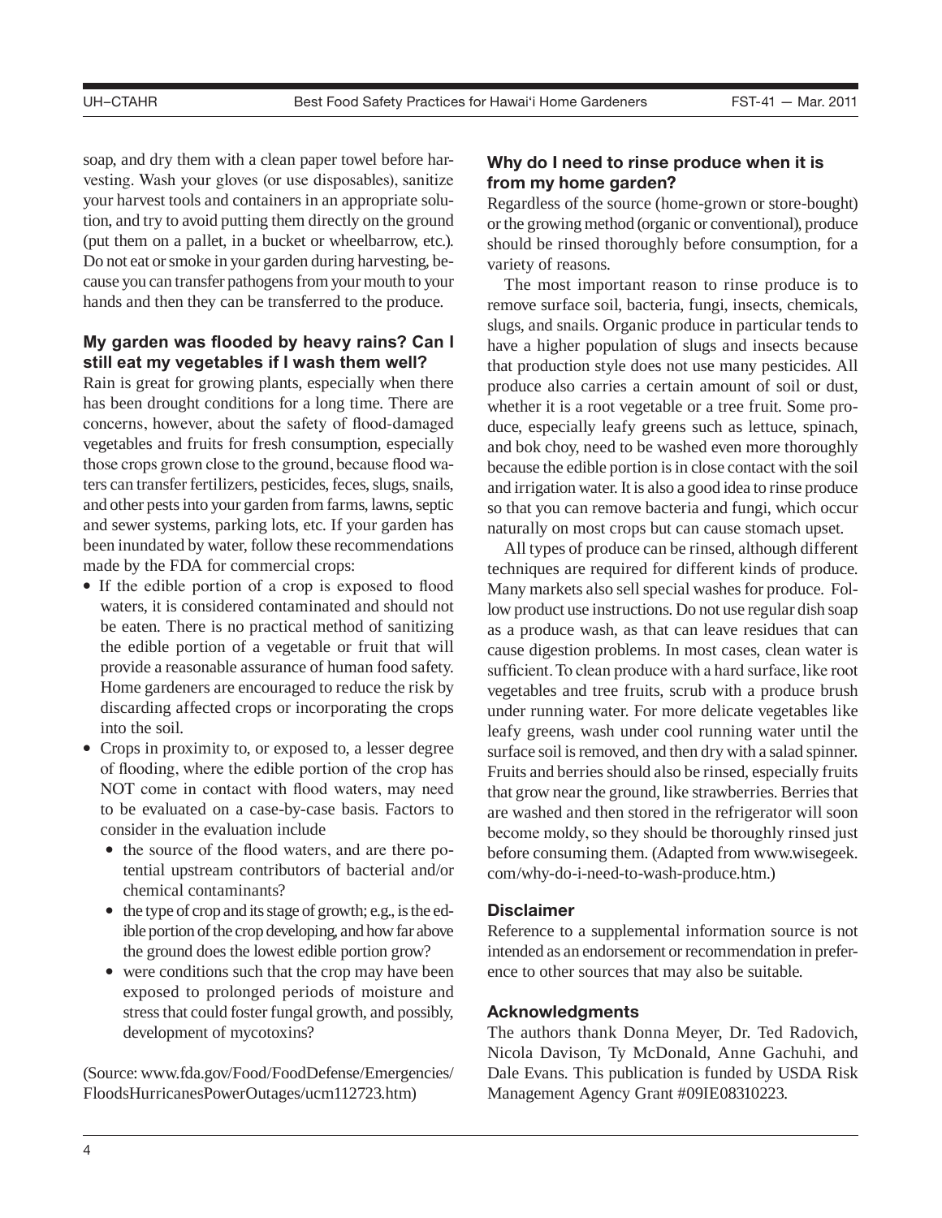soap, and dry them with a clean paper towel before harvesting. Wash your gloves (or use disposables), sanitize your harvest tools and containers in an appropriate solution, and try to avoid putting them directly on the ground (put them on a pallet, in a bucket or wheelbarrow, etc.). Do not eat or smoke in your garden during harvesting, because you can transfer pathogens from your mouth to your hands and then they can be transferred to the produce.

### My garden was flooded by heavy rains? Can I still eat my vegetables if I wash them well?

Rain is great for growing plants, especially when there has been drought conditions for a long time. There are concerns, however, about the safety of flood-damaged vegetables and fruits for fresh consumption, especially those crops grown close to the ground, because flood waters can transfer fertilizers, pesticides, feces, slugs, snails, and other pests into your garden from farms, lawns, septic and sewer systems, parking lots, etc. If your garden has been inundated by water, follow these recommendations made by the FDA for commercial crops:

- If the edible portion of a crop is exposed to flood waters, it is considered contaminated and should not be eaten. There is no practical method of sanitizing the edible portion of a vegetable or fruit that will provide a reasonable assurance of human food safety. Home gardeners are encouraged to reduce the risk by discarding affected crops or incorporating the crops into the soil.
- Crops in proximity to, or exposed to, a lesser degree of flooding, where the edible portion of the crop has NOT come in contact with flood waters, may need to be evaluated on a case-by-case basis. Factors to consider in the evaluation include
  - the source of the flood waters, and are there potential upstream contributors of bacterial and/or chemical contaminants?
  - the type of crop and its stage of growth; e.g., is the edible portion of the crop developing, and how far above the ground does the lowest edible portion grow?
  - were conditions such that the crop may have been exposed to prolonged periods of moisture and stress that could foster fungal growth, and possibly, development of mycotoxins?

(Source: www.fda.gov/Food/FoodDefense/Emergencies/FloodsHurricanesPowerOutages/ucm112723.htm)

### Why do I need to rinse produce when it is from my home garden?

Regardless of the source (home-grown or store-bought) or the growing method (organic or conventional), produce should be rinsed thoroughly before consumption, for a variety of reasons.

The most important reason to rinse produce is to remove surface soil, bacteria, fungi, insects, chemicals, slugs, and snails. Organic produce in particular tends to have a higher population of slugs and insects because that production style does not use many pesticides. All produce also carries a certain amount of soil or dust, whether it is a root vegetable or a tree fruit. Some produce, especially leafy greens such as lettuce, spinach, and bok choy, need to be washed even more thoroughly because the edible portion is in close contact with the soil and irrigation water. It is also a good idea to rinse produce so that you can remove bacteria and fungi, which occur naturally on most crops but can cause stomach upset.

All types of produce can be rinsed, although different techniques are required for different kinds of produce. Many markets also sell special washes for produce. Follow product use instructions. Do not use regular dish soap as a produce wash, as that can leave residues that can cause digestion problems. In most cases, clean water is sufficient. To clean produce with a hard surface, like root vegetables and tree fruits, scrub with a produce brush under running water. For more delicate vegetables like leafy greens, wash under cool running water until the surface soil is removed, and then dry with a salad spinner. Fruits and berries should also be rinsed, especially fruits that grow near the ground, like strawberries. Berries that are washed and then stored in the refrigerator will soon become moldy, so they should be thoroughly rinsed just before consuming them. (Adapted from www.wisegeek.com/why-do-i-need-to-wash-produce.htm.)

### Disclaimer

Reference to a supplemental information source is not intended as an endorsement or recommendation in preference to other sources that may also be suitable.

### Acknowledgments

The authors thank Donna Meyer, Dr. Ted Radovich, Nicola Davison, Ty McDonald, Anne Gachuhi, and Dale Evans. This publication is funded by USDA Risk Management Agency Grant #09IE08310223.